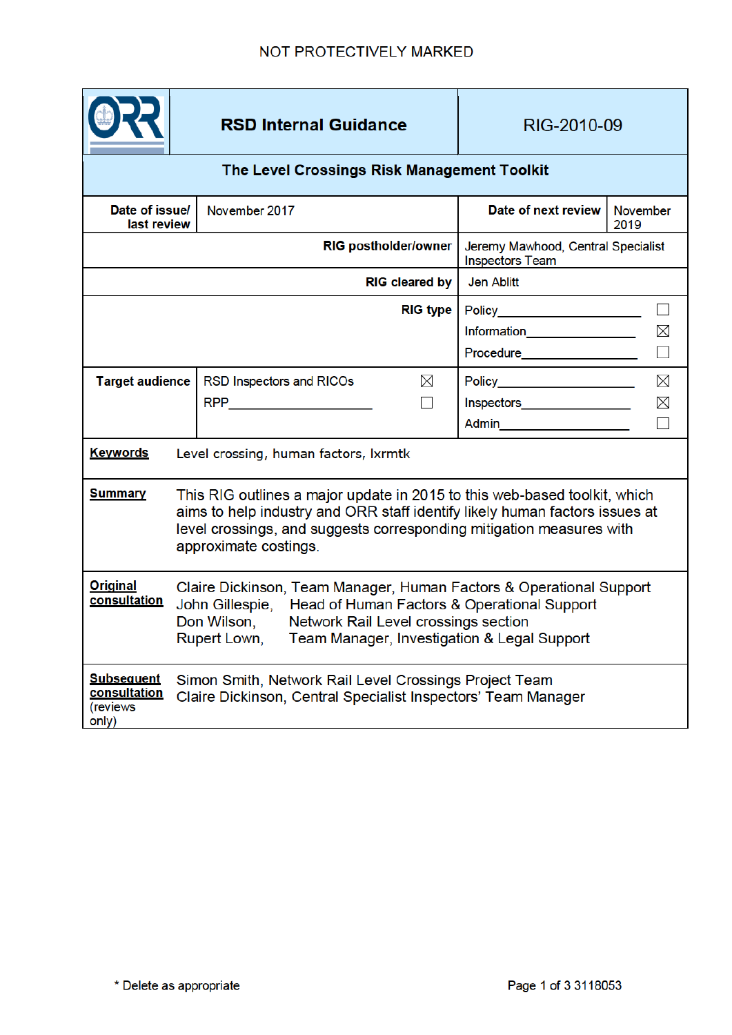NOT PROTECTIVELY MARKED

| ORR | RSD Internal Guidance | RIG-2010-09 |
|---|---|---|
| **The Level Crossings Risk Management Toolkit** | | |

| | | | |
|---|---|---|---|
| **Date of issue/ last review** | November 2017 | **Date of next review** | November 2019 |
| **RIG postholder/owner** | | Jeremy Mawhood, Central Specialist Inspectors Team | |
| **RIG cleared by** | | Jen Ablitt | |
| **RIG type** | | Policy ☐<br>Information ☒<br>Procedure ☐ | |
| **Target audience** | RSD Inspectors and RICOs ☒<br>RPP ☐ | Policy ☒<br>Inspectors ☒<br>Admin ☐ | |

| | |
|---|---|
| **Keywords** | Level crossing, human factors, lxrmtk |
| **Summary** | This RIG outlines a major update in 2015 to this web-based toolkit, which aims to help industry and ORR staff identify likely human factors issues at level crossings, and suggests corresponding mitigation measures with approximate costings. |
| **Original consultation** | Claire Dickinson, Team Manager, Human Factors & Operational Support<br>John Gillespie, Head of Human Factors & Operational Support<br>Don Wilson, Network Rail Level crossings section<br>Rupert Lown, Team Manager, Investigation & Legal Support |
| **Subsequent consultation** (reviews only) | Simon Smith, Network Rail Level Crossings Project Team<br>Claire Dickinson, Central Specialist Inspectors' Team Manager |

\* Delete as appropriate

3118053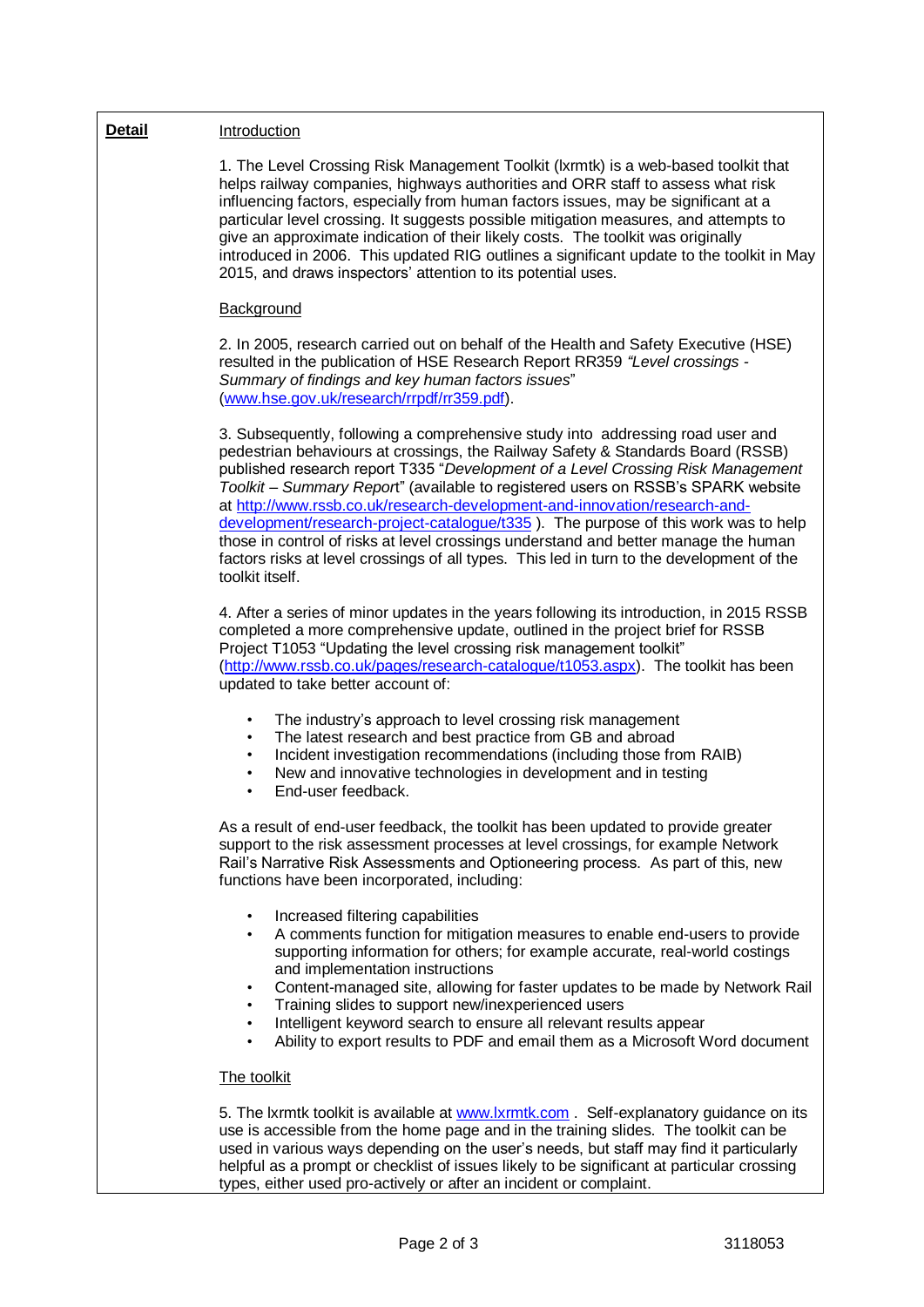**Detail**

Introduction

1. The Level Crossing Risk Management Toolkit (lxrmtk) is a web-based toolkit that helps railway companies, highways authorities and ORR staff to assess what risk influencing factors, especially from human factors issues, may be significant at a particular level crossing. It suggests possible mitigation measures, and attempts to give an approximate indication of their likely costs. The toolkit was originally introduced in 2006. This updated RIG outlines a significant update to the toolkit in May 2015, and draws inspectors' attention to its potential uses.

Background

2. In 2005, research carried out on behalf of the Health and Safety Executive (HSE) resulted in the publication of HSE Research Report RR359 *"Level crossings - Summary of findings and key human factors issues"* ([www.hse.gov.uk/research/rrpdf/rr359.pdf](www.hse.gov.uk/research/rrpdf/rr359.pdf)).

3. Subsequently, following a comprehensive study into addressing road user and pedestrian behaviours at crossings, the Railway Safety & Standards Board (RSSB) published research report T335 "*Development of a Level Crossing Risk Management Toolkit – Summary Report*" (available to registered users on RSSB's SPARK website at [http://www.rssb.co.uk/research-development-and-innovation/research-and-development/research-project-catalogue/t335](http://www.rssb.co.uk/research-development-and-innovation/research-and-development/research-project-catalogue/t335) ). The purpose of this work was to help those in control of risks at level crossings understand and better manage the human factors risks at level crossings of all types. This led in turn to the development of the toolkit itself.

4. After a series of minor updates in the years following its introduction, in 2015 RSSB completed a more comprehensive update, outlined in the project brief for RSSB Project T1053 "Updating the level crossing risk management toolkit" ([http://www.rssb.co.uk/pages/research-catalogue/t1053.aspx](http://www.rssb.co.uk/pages/research-catalogue/t1053.aspx)). The toolkit has been updated to take better account of:

- The industry's approach to level crossing risk management
- The latest research and best practice from GB and abroad
- Incident investigation recommendations (including those from RAIB)
- New and innovative technologies in development and in testing
- End-user feedback.

As a result of end-user feedback, the toolkit has been updated to provide greater support to the risk assessment processes at level crossings, for example Network Rail's Narrative Risk Assessments and Optioneering process. As part of this, new functions have been incorporated, including:

- Increased filtering capabilities
- A comments function for mitigation measures to enable end-users to provide supporting information for others; for example accurate, real-world costings and implementation instructions
- Content-managed site, allowing for faster updates to be made by Network Rail
- Training slides to support new/inexperienced users
- Intelligent keyword search to ensure all relevant results appear
- Ability to export results to PDF and email them as a Microsoft Word document

The toolkit

5. The lxrmtk toolkit is available at [www.lxrmtk.com](www.lxrmtk.com) . Self-explanatory guidance on its use is accessible from the home page and in the training slides. The toolkit can be used in various ways depending on the user's needs, but staff may find it particularly helpful as a prompt or checklist of issues likely to be significant at particular crossing types, either used pro-actively or after an incident or complaint.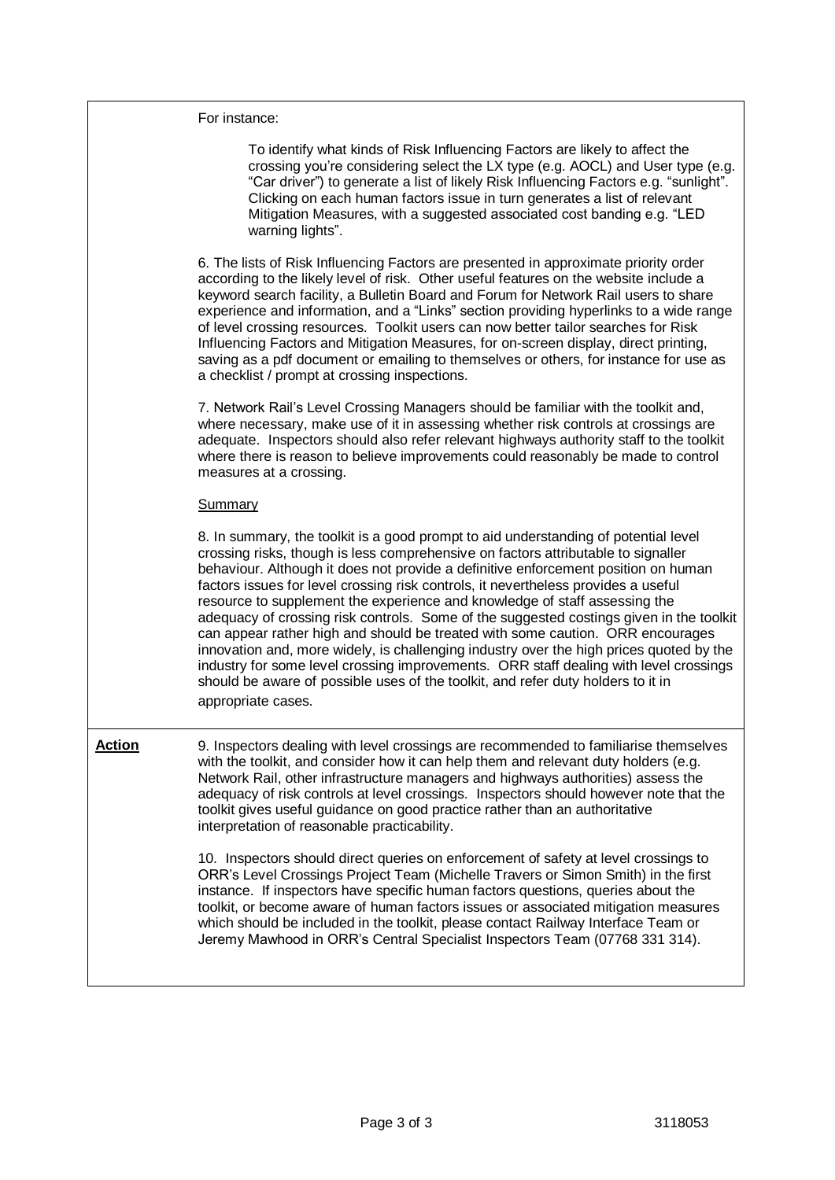For instance:

> To identify what kinds of Risk Influencing Factors are likely to affect the crossing you're considering select the LX type (e.g. AOCL) and User type (e.g. "Car driver") to generate a list of likely Risk Influencing Factors e.g. "sunlight". Clicking on each human factors issue in turn generates a list of relevant Mitigation Measures, with a suggested associated cost banding e.g. "LED warning lights".

6. The lists of Risk Influencing Factors are presented in approximate priority order according to the likely level of risk. Other useful features on the website include a keyword search facility, a Bulletin Board and Forum for Network Rail users to share experience and information, and a "Links" section providing hyperlinks to a wide range of level crossing resources. Toolkit users can now better tailor searches for Risk Influencing Factors and Mitigation Measures, for on-screen display, direct printing, saving as a pdf document or emailing to themselves or others, for instance for use as a checklist / prompt at crossing inspections.

7. Network Rail's Level Crossing Managers should be familiar with the toolkit and, where necessary, make use of it in assessing whether risk controls at crossings are adequate. Inspectors should also refer relevant highways authority staff to the toolkit where there is reason to believe improvements could reasonably be made to control measures at a crossing.

Summary

8. In summary, the toolkit is a good prompt to aid understanding of potential level crossing risks, though is less comprehensive on factors attributable to signaller behaviour. Although it does not provide a definitive enforcement position on human factors issues for level crossing risk controls, it nevertheless provides a useful resource to supplement the experience and knowledge of staff assessing the adequacy of crossing risk controls. Some of the suggested costings given in the toolkit can appear rather high and should be treated with some caution. ORR encourages innovation and, more widely, is challenging industry over the high prices quoted by the industry for some level crossing improvements. ORR staff dealing with level crossings should be aware of possible uses of the toolkit, and refer duty holders to it in appropriate cases.

**Action**

9. Inspectors dealing with level crossings are recommended to familiarise themselves with the toolkit, and consider how it can help them and relevant duty holders (e.g. Network Rail, other infrastructure managers and highways authorities) assess the adequacy of risk controls at level crossings. Inspectors should however note that the toolkit gives useful guidance on good practice rather than an authoritative interpretation of reasonable practicability.

10. Inspectors should direct queries on enforcement of safety at level crossings to ORR's Level Crossings Project Team (Michelle Travers or Simon Smith) in the first instance. If inspectors have specific human factors questions, queries about the toolkit, or become aware of human factors issues or associated mitigation measures which should be included in the toolkit, please contact Railway Interface Team or Jeremy Mawhood in ORR's Central Specialist Inspectors Team (07768 331 314).